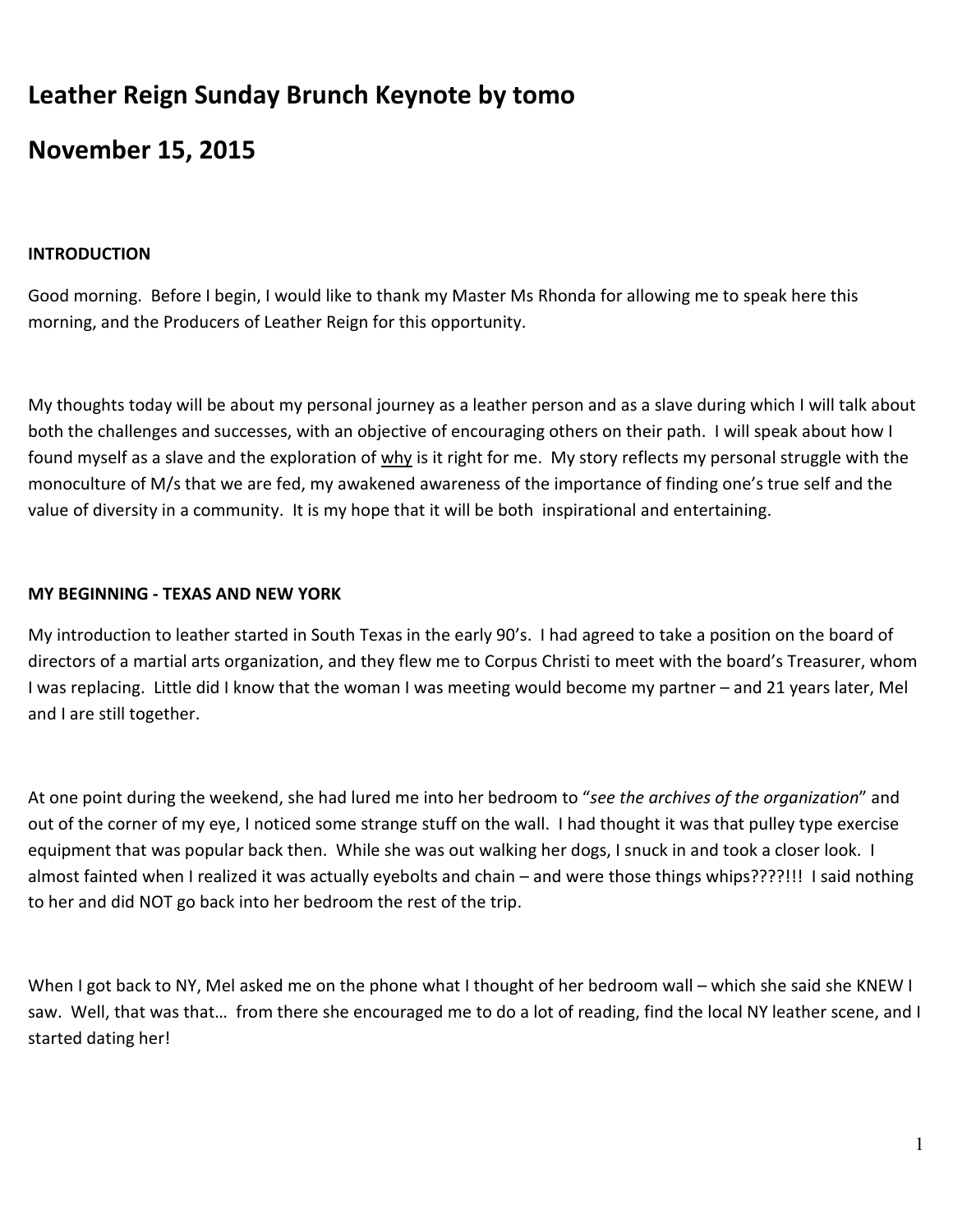# Leather Reign Sunday Brunch Keynote by tomo

# November 15, 2015

**INTRODUCTION**

Good morning. Before I begin, I would like to thank my Master Ms Rhonda for allowing me to speak here this morning, and the Producers of Leather Reign for this opportunity.

My thoughts today will be about my personal journey as a leather person and as a slave during which I will talk about both the challenges and successes, with an objective of encouraging others on their path. I will speak about how I found myself as a slave and the exploration of <u>why</u> is it right for me. My story reflects my personal struggle with the monoculture of M/s that we are fed, my awakened awareness of the importance of finding one's true self and the value of diversity in a community. It is my hope that it will be both inspirational and entertaining.

**MY BEGINNING - TEXAS AND NEW YORK**

My introduction to leather started in South Texas in the early 90's. I had agreed to take a position on the board of directors of a martial arts organization, and they flew me to Corpus Christi to meet with the board's Treasurer, whom I was replacing. Little did I know that the woman I was meeting would become my partner – and 21 years later, Mel and I are still together.

At one point during the weekend, she had lured me into her bedroom to "*see the archives of the organization*" and out of the corner of my eye, I noticed some strange stuff on the wall. I had thought it was that pulley type exercise equipment that was popular back then. While she was out walking her dogs, I snuck in and took a closer look. I almost fainted when I realized it was actually eyebolts and chain – and were those things whips????!!! I said nothing to her and did NOT go back into her bedroom the rest of the trip.

When I got back to NY, Mel asked me on the phone what I thought of her bedroom wall – which she said she KNEW I saw. Well, that was that… from there she encouraged me to do a lot of reading, find the local NY leather scene, and I started dating her!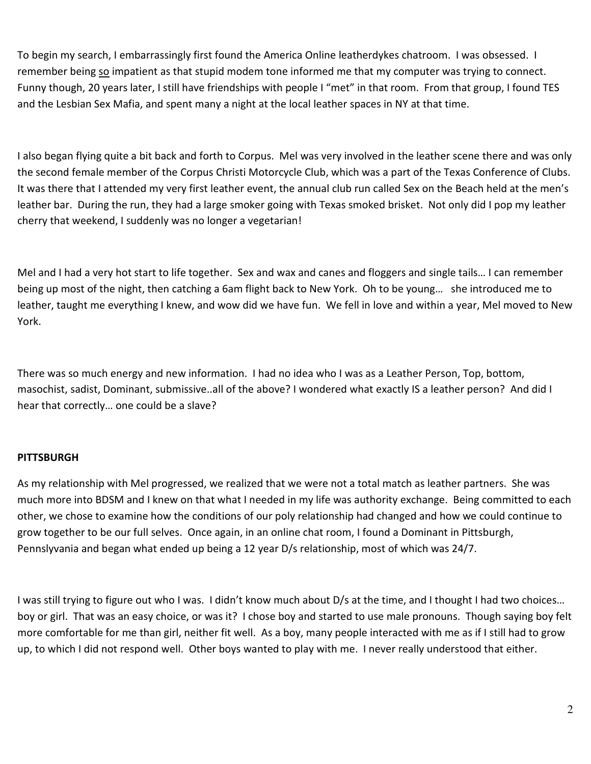To begin my search, I embarrassingly first found the America Online leatherdykes chatroom. I was obsessed. I remember being so impatient as that stupid modem tone informed me that my computer was trying to connect. Funny though, 20 years later, I still have friendships with people I "met" in that room. From that group, I found TES and the Lesbian Sex Mafia, and spent many a night at the local leather spaces in NY at that time.

I also began flying quite a bit back and forth to Corpus. Mel was very involved in the leather scene there and was only the second female member of the Corpus Christi Motorcycle Club, which was a part of the Texas Conference of Clubs. It was there that I attended my very first leather event, the annual club run called Sex on the Beach held at the men's leather bar. During the run, they had a large smoker going with Texas smoked brisket. Not only did I pop my leather cherry that weekend, I suddenly was no longer a vegetarian!

Mel and I had a very hot start to life together. Sex and wax and canes and floggers and single tails… I can remember being up most of the night, then catching a 6am flight back to New York. Oh to be young… she introduced me to leather, taught me everything I knew, and wow did we have fun. We fell in love and within a year, Mel moved to New York.

There was so much energy and new information. I had no idea who I was as a Leather Person, Top, bottom, masochist, sadist, Dominant, submissive..all of the above? I wondered what exactly IS a leather person? And did I hear that correctly… one could be a slave?

**PITTSBURGH**

As my relationship with Mel progressed, we realized that we were not a total match as leather partners. She was much more into BDSM and I knew on that what I needed in my life was authority exchange. Being committed to each other, we chose to examine how the conditions of our poly relationship had changed and how we could continue to grow together to be our full selves. Once again, in an online chat room, I found a Dominant in Pittsburgh, Pennslyvania and began what ended up being a 12 year D/s relationship, most of which was 24/7.

I was still trying to figure out who I was. I didn't know much about D/s at the time, and I thought I had two choices… boy or girl. That was an easy choice, or was it? I chose boy and started to use male pronouns. Though saying boy felt more comfortable for me than girl, neither fit well. As a boy, many people interacted with me as if I still had to grow up, to which I did not respond well. Other boys wanted to play with me. I never really understood that either.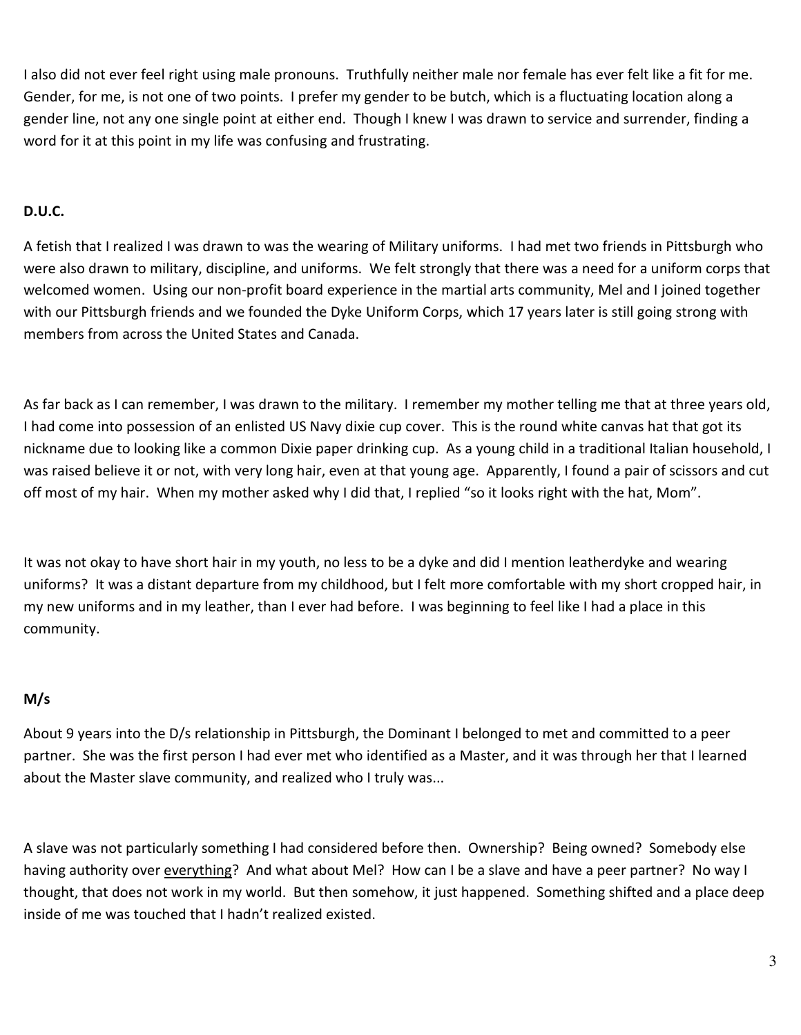I also did not ever feel right using male pronouns. Truthfully neither male nor female has ever felt like a fit for me. Gender, for me, is not one of two points. I prefer my gender to be butch, which is a fluctuating location along a gender line, not any one single point at either end. Though I knew I was drawn to service and surrender, finding a word for it at this point in my life was confusing and frustrating.

**D.U.C.**

A fetish that I realized I was drawn to was the wearing of Military uniforms. I had met two friends in Pittsburgh who were also drawn to military, discipline, and uniforms. We felt strongly that there was a need for a uniform corps that welcomed women. Using our non-profit board experience in the martial arts community, Mel and I joined together with our Pittsburgh friends and we founded the Dyke Uniform Corps, which 17 years later is still going strong with members from across the United States and Canada.

As far back as I can remember, I was drawn to the military. I remember my mother telling me that at three years old, I had come into possession of an enlisted US Navy dixie cup cover. This is the round white canvas hat that got its nickname due to looking like a common Dixie paper drinking cup. As a young child in a traditional Italian household, I was raised believe it or not, with very long hair, even at that young age. Apparently, I found a pair of scissors and cut off most of my hair. When my mother asked why I did that, I replied "so it looks right with the hat, Mom".

It was not okay to have short hair in my youth, no less to be a dyke and did I mention leatherdyke and wearing uniforms? It was a distant departure from my childhood, but I felt more comfortable with my short cropped hair, in my new uniforms and in my leather, than I ever had before. I was beginning to feel like I had a place in this community.

**M/s**

About 9 years into the D/s relationship in Pittsburgh, the Dominant I belonged to met and committed to a peer partner. She was the first person I had ever met who identified as a Master, and it was through her that I learned about the Master slave community, and realized who I truly was...

A slave was not particularly something I had considered before then. Ownership? Being owned? Somebody else having authority over <u>everything</u>? And what about Mel? How can I be a slave and have a peer partner? No way I thought, that does not work in my world. But then somehow, it just happened. Something shifted and a place deep inside of me was touched that I hadn't realized existed.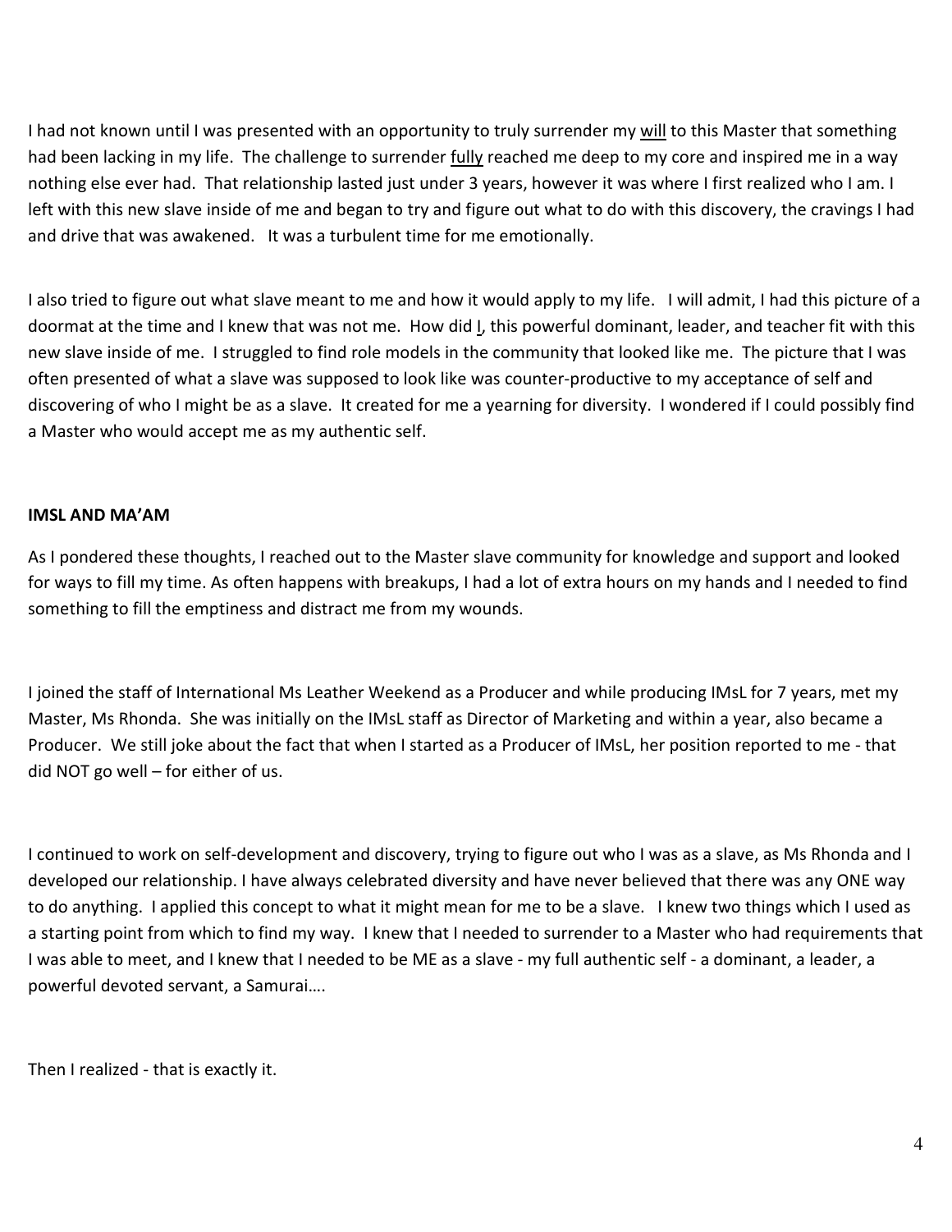I had not known until I was presented with an opportunity to truly surrender my <u>will</u> to this Master that something had been lacking in my life. The challenge to surrender <u>fully</u> reached me deep to my core and inspired me in a way nothing else ever had. That relationship lasted just under 3 years, however it was where I first realized who I am. I left with this new slave inside of me and began to try and figure out what to do with this discovery, the cravings I had and drive that was awakened. It was a turbulent time for me emotionally.

I also tried to figure out what slave meant to me and how it would apply to my life. I will admit, I had this picture of a doormat at the time and I knew that was not me. How did <u>I</u>, this powerful dominant, leader, and teacher fit with this new slave inside of me. I struggled to find role models in the community that looked like me. The picture that I was often presented of what a slave was supposed to look like was counter-productive to my acceptance of self and discovering of who I might be as a slave. It created for me a yearning for diversity. I wondered if I could possibly find a Master who would accept me as my authentic self.

**IMSL AND MA'AM**

As I pondered these thoughts, I reached out to the Master slave community for knowledge and support and looked for ways to fill my time. As often happens with breakups, I had a lot of extra hours on my hands and I needed to find something to fill the emptiness and distract me from my wounds.

I joined the staff of International Ms Leather Weekend as a Producer and while producing IMsL for 7 years, met my Master, Ms Rhonda. She was initially on the IMsL staff as Director of Marketing and within a year, also became a Producer. We still joke about the fact that when I started as a Producer of IMsL, her position reported to me - that did NOT go well – for either of us.

I continued to work on self-development and discovery, trying to figure out who I was as a slave, as Ms Rhonda and I developed our relationship. I have always celebrated diversity and have never believed that there was any ONE way to do anything. I applied this concept to what it might mean for me to be a slave. I knew two things which I used as a starting point from which to find my way. I knew that I needed to surrender to a Master who had requirements that I was able to meet, and I knew that I needed to be ME as a slave - my full authentic self - a dominant, a leader, a powerful devoted servant, a Samurai….

Then I realized - that is exactly it.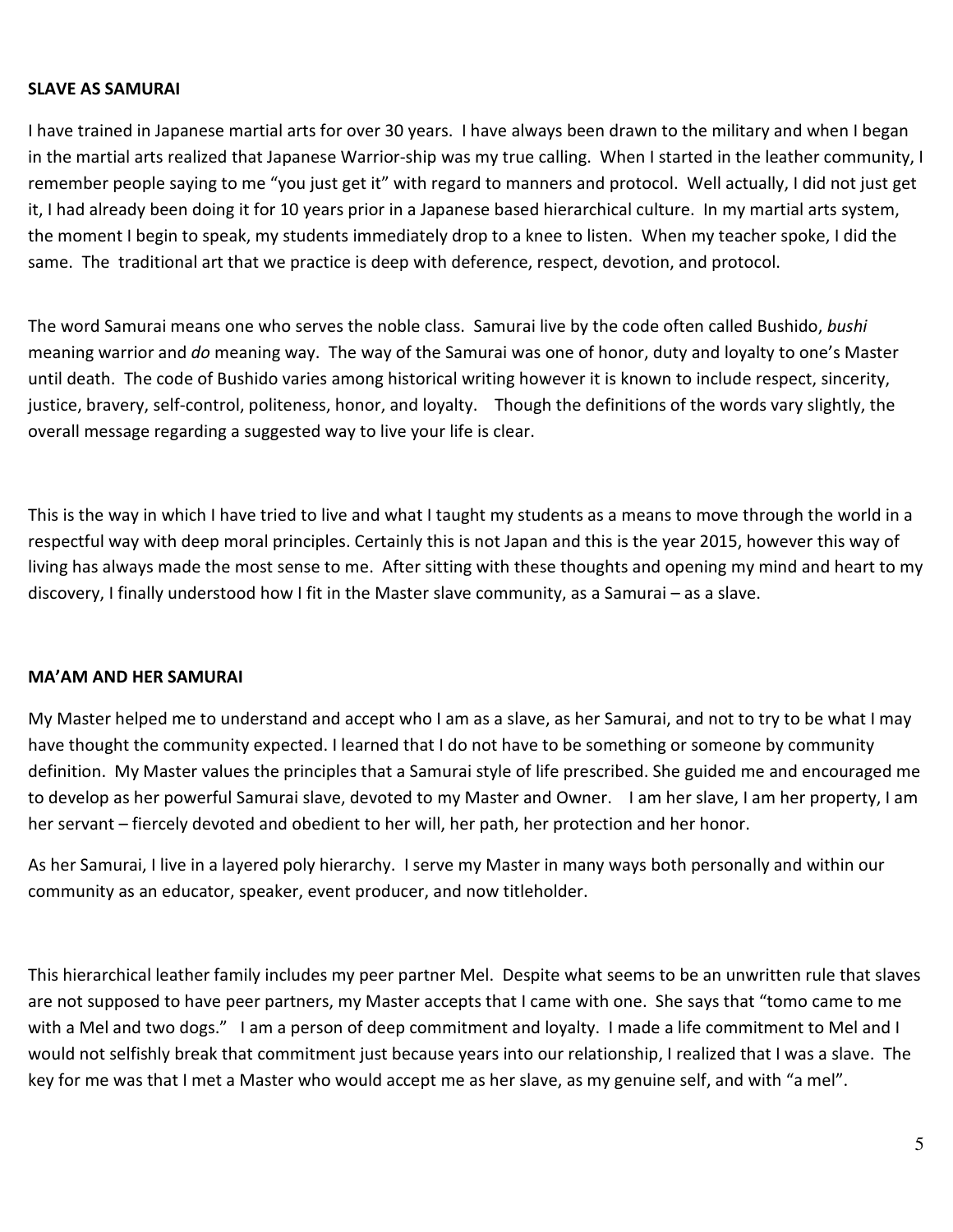**SLAVE AS SAMURAI**

I have trained in Japanese martial arts for over 30 years. I have always been drawn to the military and when I began in the martial arts realized that Japanese Warrior-ship was my true calling. When I started in the leather community, I remember people saying to me "you just get it" with regard to manners and protocol. Well actually, I did not just get it, I had already been doing it for 10 years prior in a Japanese based hierarchical culture. In my martial arts system, the moment I begin to speak, my students immediately drop to a knee to listen. When my teacher spoke, I did the same. The traditional art that we practice is deep with deference, respect, devotion, and protocol.

The word Samurai means one who serves the noble class. Samurai live by the code often called Bushido, *bushi* meaning warrior and *do* meaning way. The way of the Samurai was one of honor, duty and loyalty to one's Master until death. The code of Bushido varies among historical writing however it is known to include respect, sincerity, justice, bravery, self-control, politeness, honor, and loyalty. Though the definitions of the words vary slightly, the overall message regarding a suggested way to live your life is clear.

This is the way in which I have tried to live and what I taught my students as a means to move through the world in a respectful way with deep moral principles. Certainly this is not Japan and this is the year 2015, however this way of living has always made the most sense to me. After sitting with these thoughts and opening my mind and heart to my discovery, I finally understood how I fit in the Master slave community, as a Samurai – as a slave.

**MA'AM AND HER SAMURAI**

My Master helped me to understand and accept who I am as a slave, as her Samurai, and not to try to be what I may have thought the community expected. I learned that I do not have to be something or someone by community definition. My Master values the principles that a Samurai style of life prescribed. She guided me and encouraged me to develop as her powerful Samurai slave, devoted to my Master and Owner. I am her slave, I am her property, I am her servant – fiercely devoted and obedient to her will, her path, her protection and her honor.

As her Samurai, I live in a layered poly hierarchy. I serve my Master in many ways both personally and within our community as an educator, speaker, event producer, and now titleholder.

This hierarchical leather family includes my peer partner Mel. Despite what seems to be an unwritten rule that slaves are not supposed to have peer partners, my Master accepts that I came with one. She says that "tomo came to me with a Mel and two dogs." I am a person of deep commitment and loyalty. I made a life commitment to Mel and I would not selfishly break that commitment just because years into our relationship, I realized that I was a slave. The key for me was that I met a Master who would accept me as her slave, as my genuine self, and with "a mel".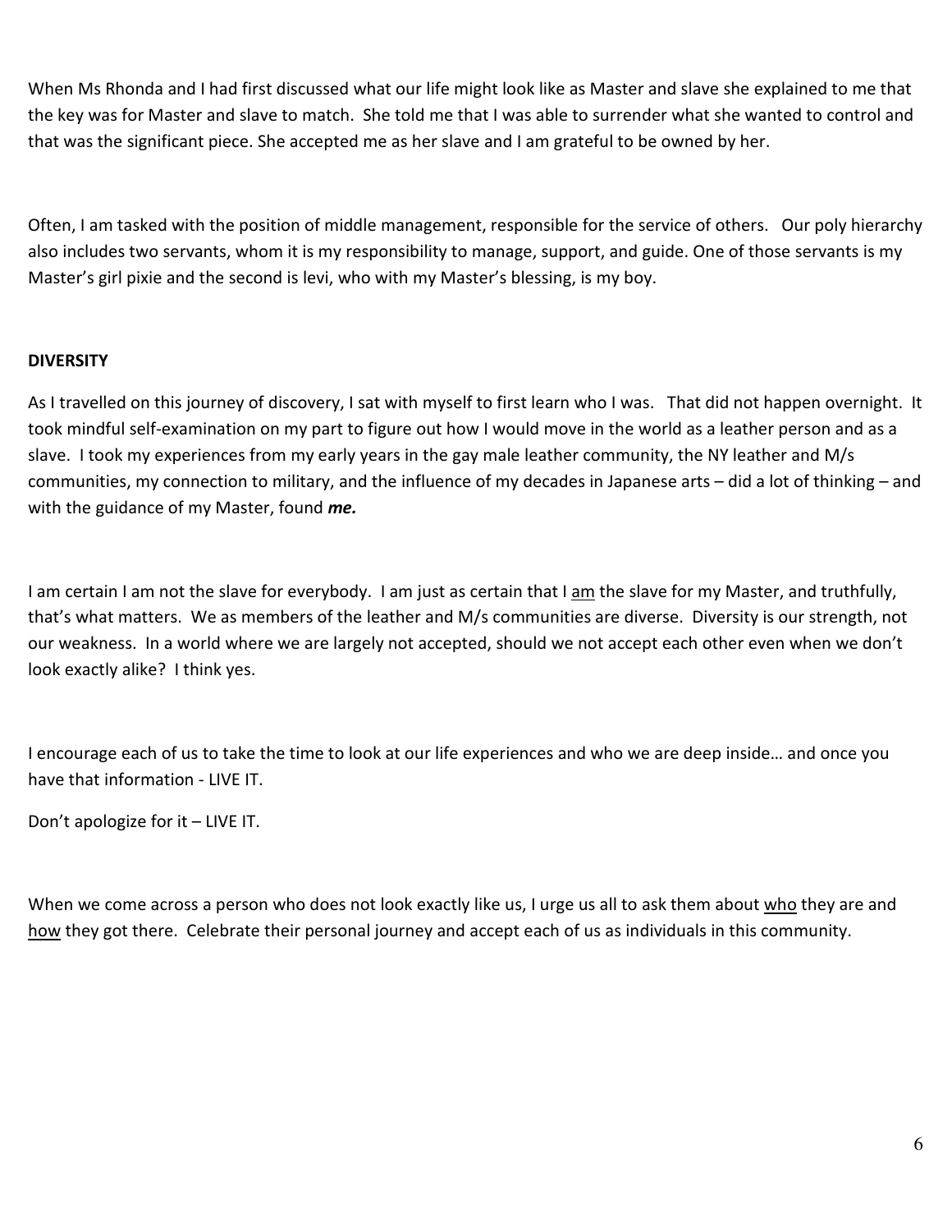When Ms Rhonda and I had first discussed what our life might look like as Master and slave she explained to me that the key was for Master and slave to match. She told me that I was able to surrender what she wanted to control and that was the significant piece. She accepted me as her slave and I am grateful to be owned by her.

Often, I am tasked with the position of middle management, responsible for the service of others. Our poly hierarchy also includes two servants, whom it is my responsibility to manage, support, and guide. One of those servants is my Master's girl pixie and the second is levi, who with my Master's blessing, is my boy.

**DIVERSITY**

As I travelled on this journey of discovery, I sat with myself to first learn who I was. That did not happen overnight. It took mindful self-examination on my part to figure out how I would move in the world as a leather person and as a slave. I took my experiences from my early years in the gay male leather community, the NY leather and M/s communities, my connection to military, and the influence of my decades in Japanese arts – did a lot of thinking – and with the guidance of my Master, found ***me.***

I am certain I am not the slave for everybody. I am just as certain that I <u>am</u> the slave for my Master, and truthfully, that's what matters. We as members of the leather and M/s communities are diverse. Diversity is our strength, not our weakness. In a world where we are largely not accepted, should we not accept each other even when we don't look exactly alike? I think yes.

I encourage each of us to take the time to look at our life experiences and who we are deep inside… and once you have that information - LIVE IT.

Don't apologize for it – LIVE IT.

When we come across a person who does not look exactly like us, I urge us all to ask them about <u>who</u> they are and <u>how</u> they got there. Celebrate their personal journey and accept each of us as individuals in this community.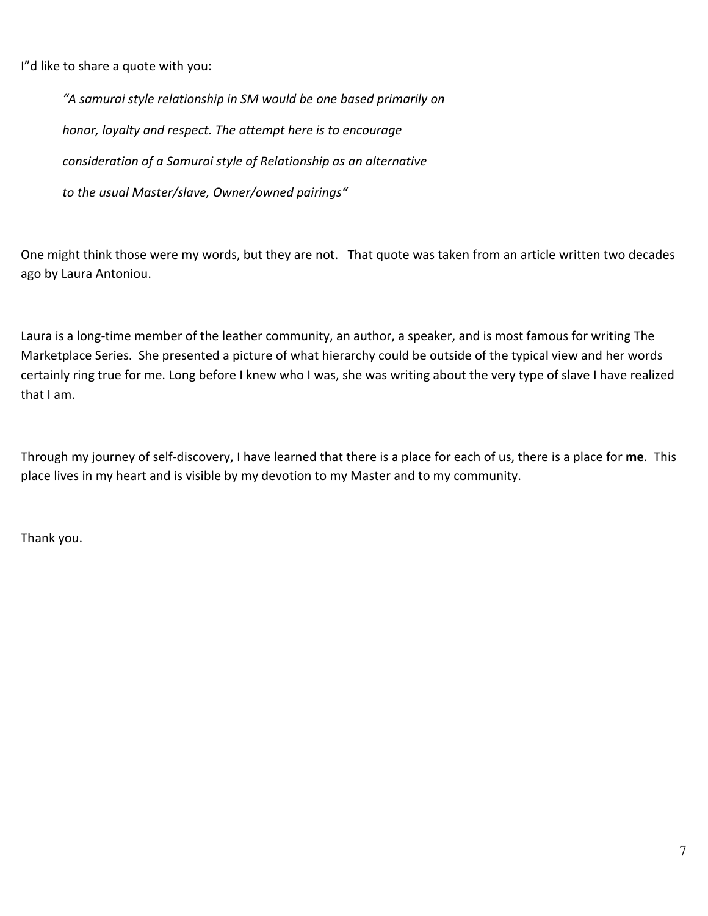I"d like to share a quote with you:

> *"A samurai style relationship in SM would be one based primarily on honor, loyalty and respect. The attempt here is to encourage consideration of a Samurai style of Relationship as an alternative to the usual Master/slave, Owner/owned pairings"*

One might think those were my words, but they are not. That quote was taken from an article written two decades ago by Laura Antoniou.

Laura is a long-time member of the leather community, an author, a speaker, and is most famous for writing The Marketplace Series. She presented a picture of what hierarchy could be outside of the typical view and her words certainly ring true for me. Long before I knew who I was, she was writing about the very type of slave I have realized that I am.

Through my journey of self-discovery, I have learned that there is a place for each of us, there is a place for **me**. This place lives in my heart and is visible by my devotion to my Master and to my community.

Thank you.